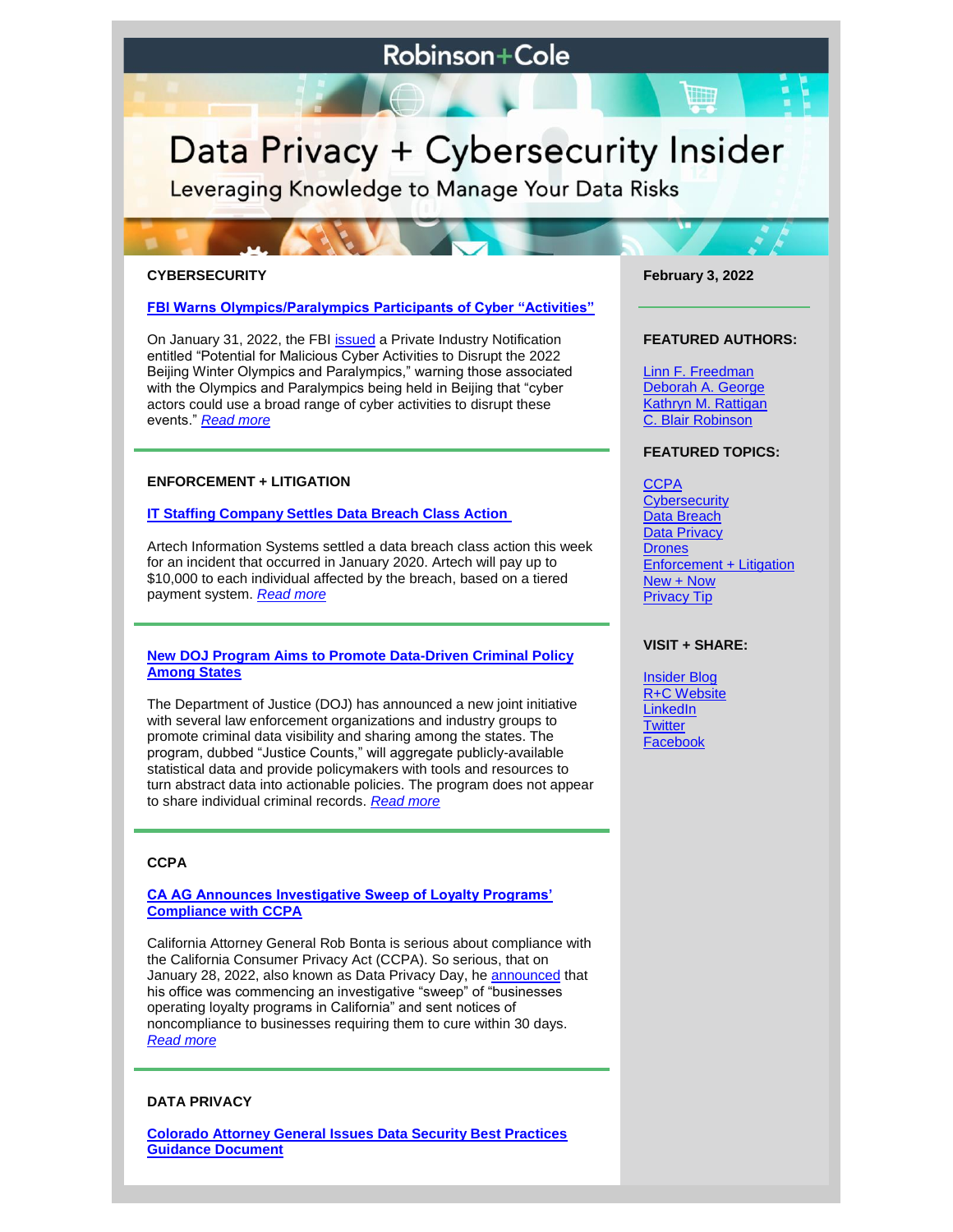# Robinson+Cole

# Data Privacy + Cybersecurity Insider

Leveraging Knowledge to Manage Your Data Risks

February 3, 2022

## CYBERSECURITY

### FBI Warns Olympics/Paralympics Participants of Cyber "Activities"

On January 31, 2022, the FBI issued a Private Industry Notification entitled "Potential for Malicious Cyber Activities to Disrupt the 2022 Beijing Winter Olympics and Paralympics," warning those associated with the Olympics and Paralympics being held in Beijing that "cyber actors could use a broad range of cyber activities to disrupt these events." *Read more*

## ENFORCEMENT + LITIGATION

### IT Staffing Company Settles Data Breach Class Action

Artech Information Systems settled a data breach class action this week for an incident that occurred in January 2020. Artech will pay up to $10,000 to each individual affected by the breach, based on a tiered payment system. *Read more*

### New DOJ Program Aims to Promote Data-Driven Criminal Policy Among States

The Department of Justice (DOJ) has announced a new joint initiative with several law enforcement organizations and industry groups to promote criminal data visibility and sharing among the states. The program, dubbed "Justice Counts," will aggregate publicly-available statistical data and provide policymakers with tools and resources to turn abstract data into actionable policies. The program does not appear to share individual criminal records. *Read more*

## CCPA

### CA AG Announces Investigative Sweep of Loyalty Programs' Compliance with CCPA

California Attorney General Rob Bonta is serious about compliance with the California Consumer Privacy Act (CCPA). So serious, that on January 28, 2022, also known as Data Privacy Day, he announced that his office was commencing an investigative "sweep" of "businesses operating loyalty programs in California" and sent notices of noncompliance to businesses requiring them to cure within 30 days. *Read more*

## DATA PRIVACY

### Colorado Attorney General Issues Data Security Best Practices Guidance Document

**FEATURED AUTHORS:**

- Linn F. Freedman
- Deborah A. George
- Kathryn M. Rattigan
- C. Blair Robinson

**FEATURED TOPICS:**

- CCPA
- Cybersecurity
- Data Breach
- Data Privacy
- Drones
- Enforcement + Litigation
- New + Now
- Privacy Tip

**VISIT + SHARE:**

- Insider Blog
- R+C Website
- LinkedIn
- Twitter
- Facebook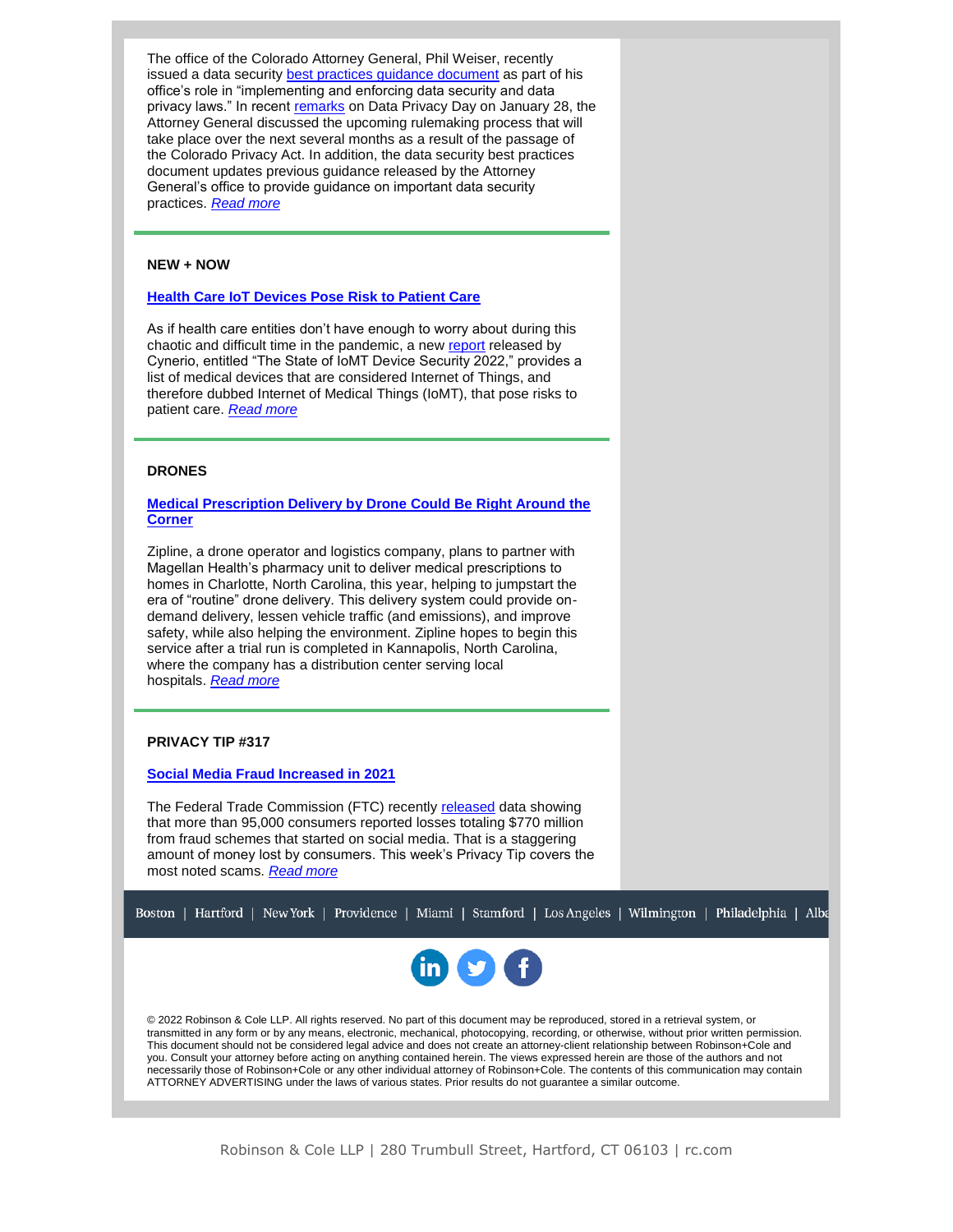The office of the Colorado Attorney General, Phil Weiser, recently issued a data security best practices guidance document as part of his office's role in "implementing and enforcing data security and data privacy laws." In recent remarks on Data Privacy Day on January 28, the Attorney General discussed the upcoming rulemaking process that will take place over the next several months as a result of the passage of the Colorado Privacy Act. In addition, the data security best practices document updates previous guidance released by the Attorney General's office to provide guidance on important data security practices. *Read more*

---

**NEW + NOW**

**Health Care IoT Devices Pose Risk to Patient Care**

As if health care entities don't have enough to worry about during this chaotic and difficult time in the pandemic, a new report released by Cynerio, entitled "The State of IoMT Device Security 2022," provides a list of medical devices that are considered Internet of Things, and therefore dubbed Internet of Medical Things (IoMT), that pose risks to patient care. *Read more*

---

**DRONES**

**Medical Prescription Delivery by Drone Could Be Right Around the Corner**

Zipline, a drone operator and logistics company, plans to partner with Magellan Health's pharmacy unit to deliver medical prescriptions to homes in Charlotte, North Carolina, this year, helping to jumpstart the era of "routine" drone delivery. This delivery system could provide on-demand delivery, lessen vehicle traffic (and emissions), and improve safety, while also helping the environment. Zipline hopes to begin this service after a trial run is completed in Kannapolis, North Carolina, where the company has a distribution center serving local hospitals. *Read more*

---

**PRIVACY TIP #317**

**Social Media Fraud Increased in 2021**

The Federal Trade Commission (FTC) recently released data showing that more than 95,000 consumers reported losses totaling $770 million from fraud schemes that started on social media. That is a staggering amount of money lost by consumers. This week's Privacy Tip covers the most noted scams. *Read more*

Boston | Hartford | New York | Providence | Miami | Stamford | Los Angeles | Wilmington | Philadelphia | Alba

© 2022 Robinson & Cole LLP. All rights reserved. No part of this document may be reproduced, stored in a retrieval system, or transmitted in any form or by any means, electronic, mechanical, photocopying, recording, or otherwise, without prior written permission. This document should not be considered legal advice and does not create an attorney-client relationship between Robinson+Cole and you. Consult your attorney before acting on anything contained herein. The views expressed herein are those of the authors and not necessarily those of Robinson+Cole or any other individual attorney of Robinson+Cole. The contents of this communication may contain ATTORNEY ADVERTISING under the laws of various states. Prior results do not guarantee a similar outcome.

Robinson & Cole LLP | 280 Trumbull Street, Hartford, CT 06103 | rc.com